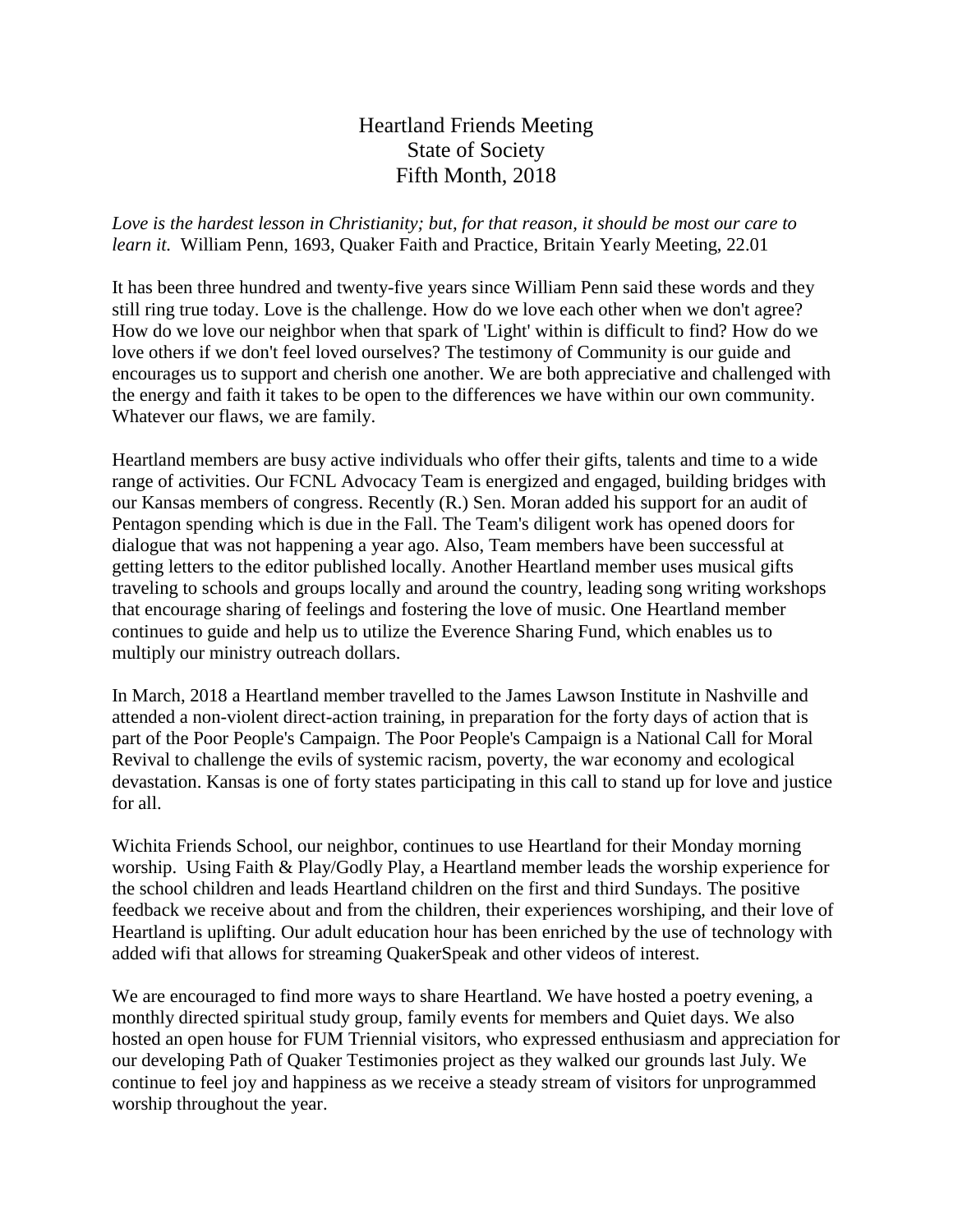# Heartland Friends Meeting
## State of Society
## Fifth Month, 2018

*Love is the hardest lesson in Christianity; but, for that reason, it should be most our care to learn it.* William Penn, 1693, Quaker Faith and Practice, Britain Yearly Meeting, 22.01

It has been three hundred and twenty-five years since William Penn said these words and they still ring true today. Love is the challenge. How do we love each other when we don't agree? How do we love our neighbor when that spark of 'Light' within is difficult to find? How do we love others if we don't feel loved ourselves? The testimony of Community is our guide and encourages us to support and cherish one another. We are both appreciative and challenged with the energy and faith it takes to be open to the differences we have within our own community. Whatever our flaws, we are family.

Heartland members are busy active individuals who offer their gifts, talents and time to a wide range of activities. Our FCNL Advocacy Team is energized and engaged, building bridges with our Kansas members of congress. Recently (R.) Sen. Moran added his support for an audit of Pentagon spending which is due in the Fall. The Team's diligent work has opened doors for dialogue that was not happening a year ago. Also, Team members have been successful at getting letters to the editor published locally. Another Heartland member uses musical gifts traveling to schools and groups locally and around the country, leading song writing workshops that encourage sharing of feelings and fostering the love of music. One Heartland member continues to guide and help us to utilize the Everence Sharing Fund, which enables us to multiply our ministry outreach dollars.

In March, 2018 a Heartland member travelled to the James Lawson Institute in Nashville and attended a non-violent direct-action training, in preparation for the forty days of action that is part of the Poor People's Campaign. The Poor People's Campaign is a National Call for Moral Revival to challenge the evils of systemic racism, poverty, the war economy and ecological devastation. Kansas is one of forty states participating in this call to stand up for love and justice for all.

Wichita Friends School, our neighbor, continues to use Heartland for their Monday morning worship. Using Faith & Play/Godly Play, a Heartland member leads the worship experience for the school children and leads Heartland children on the first and third Sundays. The positive feedback we receive about and from the children, their experiences worshiping, and their love of Heartland is uplifting. Our adult education hour has been enriched by the use of technology with added wifi that allows for streaming QuakerSpeak and other videos of interest.

We are encouraged to find more ways to share Heartland. We have hosted a poetry evening, a monthly directed spiritual study group, family events for members and Quiet days. We also hosted an open house for FUM Triennial visitors, who expressed enthusiasm and appreciation for our developing Path of Quaker Testimonies project as they walked our grounds last July. We continue to feel joy and happiness as we receive a steady stream of visitors for unprogrammed worship throughout the year.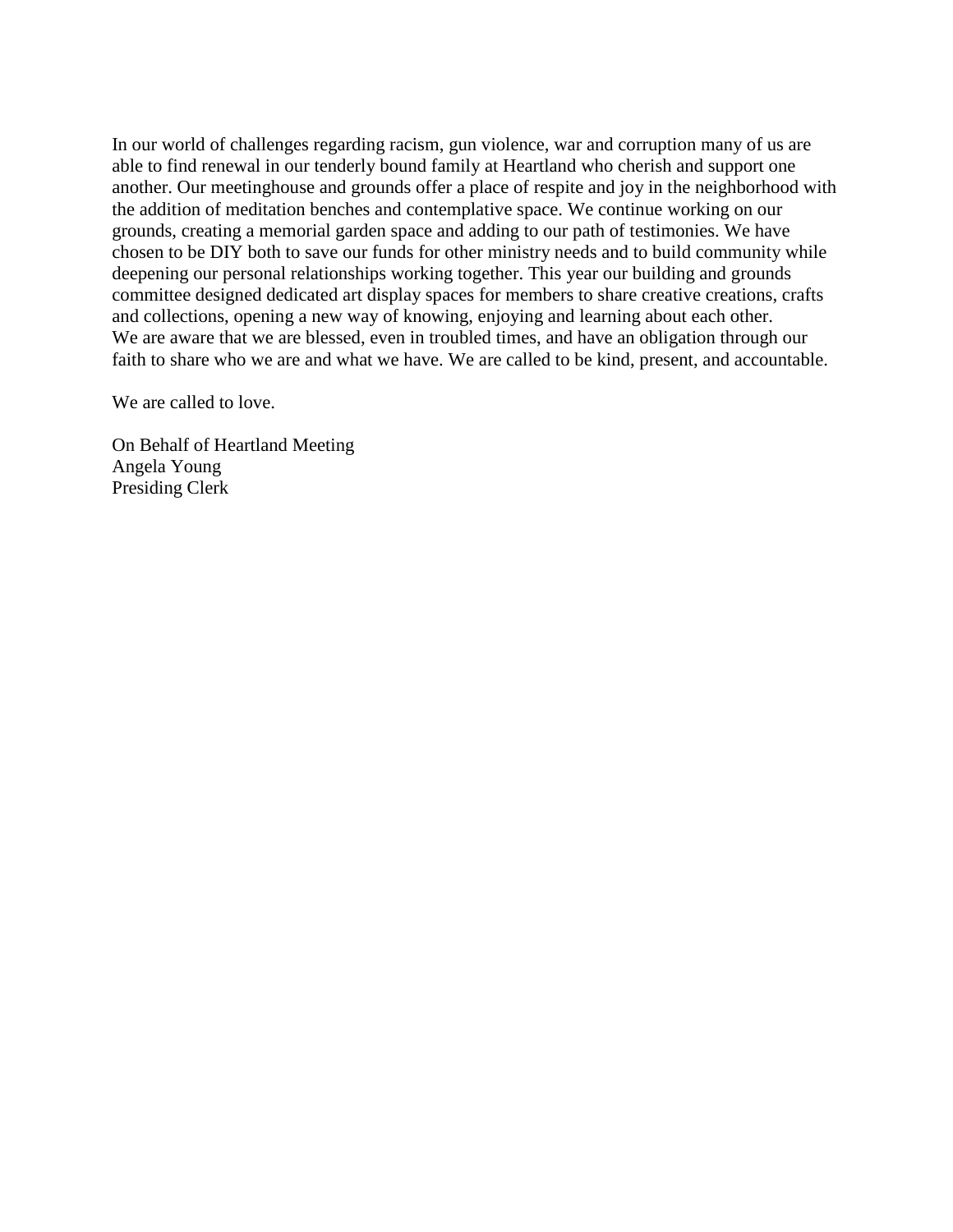In our world of challenges regarding racism, gun violence, war and corruption many of us are able to find renewal in our tenderly bound family at Heartland who cherish and support one another. Our meetinghouse and grounds offer a place of respite and joy in the neighborhood with the addition of meditation benches and contemplative space. We continue working on our grounds, creating a memorial garden space and adding to our path of testimonies. We have chosen to be DIY both to save our funds for other ministry needs and to build community while deepening our personal relationships working together. This year our building and grounds committee designed dedicated art display spaces for members to share creative creations, crafts and collections, opening a new way of knowing, enjoying and learning about each other.
We are aware that we are blessed, even in troubled times, and have an obligation through our faith to share who we are and what we have. We are called to be kind, present, and accountable.

We are called to love.

On Behalf of Heartland Meeting
Angela Young
Presiding Clerk